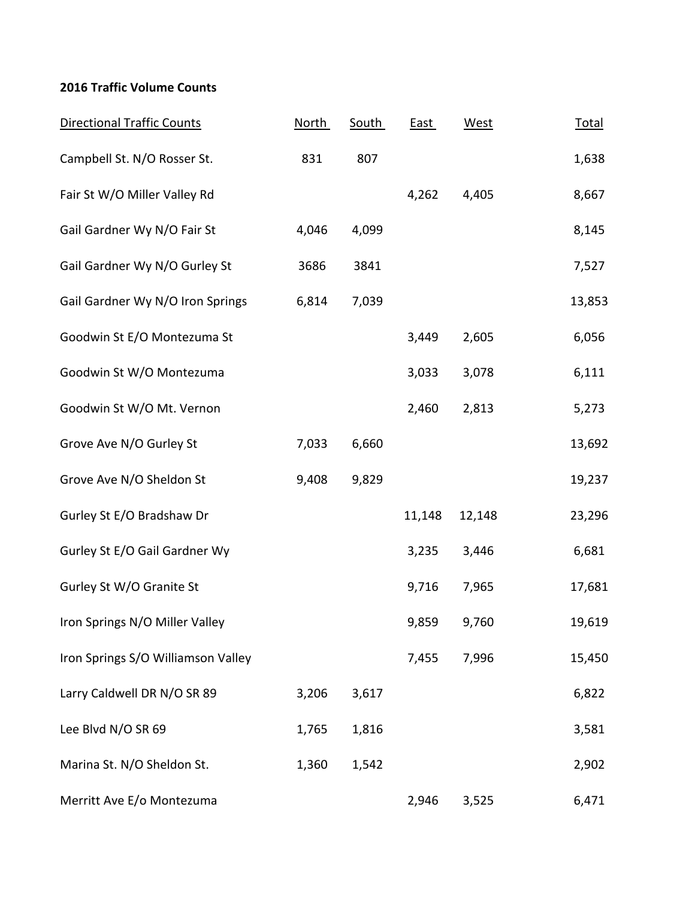**2016 Traffic Volume Counts**

| Directional Traffic Counts | North | South | East | West | Total |
|---|---|---|---|---|---|
| Campbell St. N/O Rosser St. | 831 | 807 | | | 1,638 |
| Fair St W/O Miller Valley Rd | | | 4,262 | 4,405 | 8,667 |
| Gail Gardner Wy N/O Fair St | 4,046 | 4,099 | | | 8,145 |
| Gail Gardner Wy N/O Gurley St | 3686 | 3841 | | | 7,527 |
| Gail Gardner Wy N/O Iron Springs | 6,814 | 7,039 | | | 13,853 |
| Goodwin St E/O Montezuma St | | | 3,449 | 2,605 | 6,056 |
| Goodwin St W/O Montezuma | | | 3,033 | 3,078 | 6,111 |
| Goodwin St W/O Mt. Vernon | | | 2,460 | 2,813 | 5,273 |
| Grove Ave N/O Gurley St | 7,033 | 6,660 | | | 13,692 |
| Grove Ave N/O Sheldon St | 9,408 | 9,829 | | | 19,237 |
| Gurley St E/O Bradshaw Dr | | | 11,148 | 12,148 | 23,296 |
| Gurley St E/O Gail Gardner Wy | | | 3,235 | 3,446 | 6,681 |
| Gurley St W/O Granite St | | | 9,716 | 7,965 | 17,681 |
| Iron Springs N/O Miller Valley | | | 9,859 | 9,760 | 19,619 |
| Iron Springs S/O Williamson Valley | | | 7,455 | 7,996 | 15,450 |
| Larry Caldwell DR N/O SR 89 | 3,206 | 3,617 | | | 6,822 |
| Lee Blvd N/O SR 69 | 1,765 | 1,816 | | | 3,581 |
| Marina St. N/O Sheldon St. | 1,360 | 1,542 | | | 2,902 |
| Merritt Ave E/o Montezuma | | | 2,946 | 3,525 | 6,471 |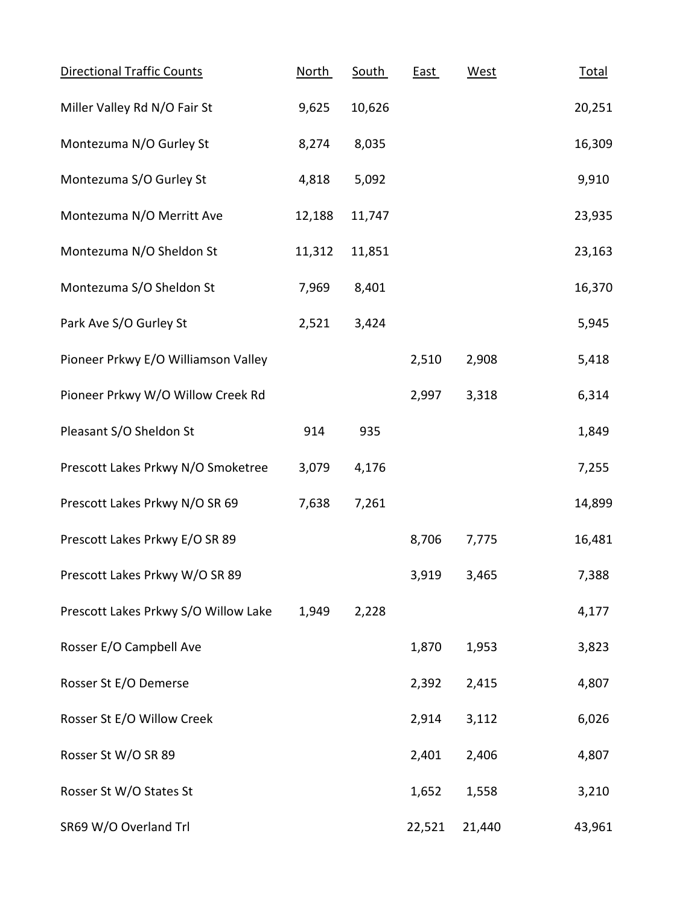| Directional Traffic Counts | North | South | East | West | Total |
|---|---|---|---|---|---|
| Miller Valley Rd N/O Fair St | 9,625 | 10,626 | | | 20,251 |
| Montezuma N/O Gurley St | 8,274 | 8,035 | | | 16,309 |
| Montezuma S/O Gurley St | 4,818 | 5,092 | | | 9,910 |
| Montezuma N/O Merritt Ave | 12,188 | 11,747 | | | 23,935 |
| Montezuma N/O Sheldon St | 11,312 | 11,851 | | | 23,163 |
| Montezuma S/O Sheldon St | 7,969 | 8,401 | | | 16,370 |
| Park Ave S/O Gurley St | 2,521 | 3,424 | | | 5,945 |
| Pioneer Prkwy E/O Williamson Valley | | | 2,510 | 2,908 | 5,418 |
| Pioneer Prkwy W/O Willow Creek Rd | | | 2,997 | 3,318 | 6,314 |
| Pleasant S/O Sheldon St | 914 | 935 | | | 1,849 |
| Prescott Lakes Prkwy N/O Smoketree | 3,079 | 4,176 | | | 7,255 |
| Prescott Lakes Prkwy N/O SR 69 | 7,638 | 7,261 | | | 14,899 |
| Prescott Lakes Prkwy E/O SR 89 | | | 8,706 | 7,775 | 16,481 |
| Prescott Lakes Prkwy W/O SR 89 | | | 3,919 | 3,465 | 7,388 |
| Prescott Lakes Prkwy S/O Willow Lake | 1,949 | 2,228 | | | 4,177 |
| Rosser E/O Campbell Ave | | | 1,870 | 1,953 | 3,823 |
| Rosser St E/O Demerse | | | 2,392 | 2,415 | 4,807 |
| Rosser St E/O Willow Creek | | | 2,914 | 3,112 | 6,026 |
| Rosser St W/O SR 89 | | | 2,401 | 2,406 | 4,807 |
| Rosser St W/O States St | | | 1,652 | 1,558 | 3,210 |
| SR69 W/O Overland Trl | | | 22,521 | 21,440 | 43,961 |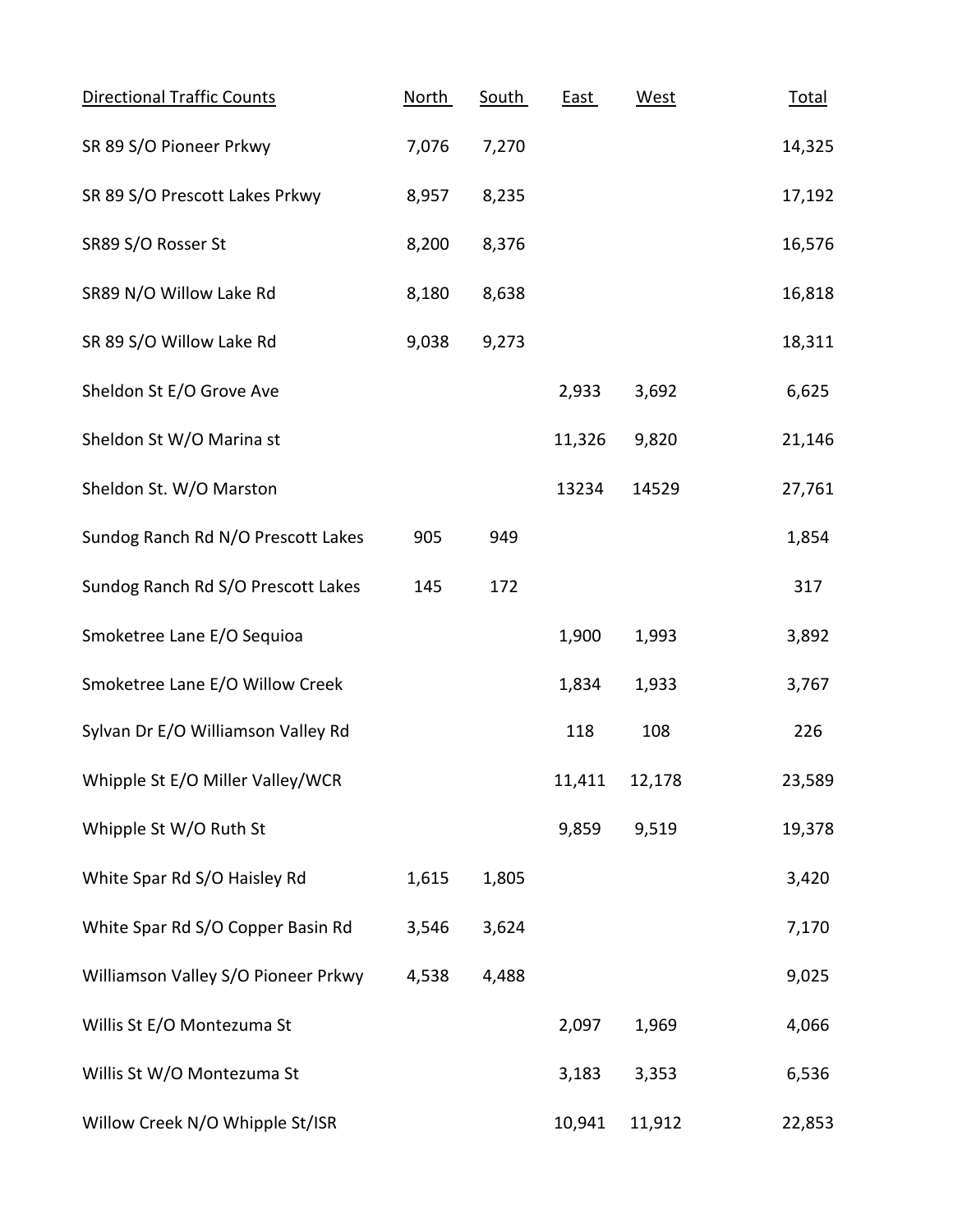| Directional Traffic Counts | North | South | East | West | Total |
|---|---|---|---|---|---|
| SR 89 S/O Pioneer Prkwy | 7,076 | 7,270 | | | 14,325 |
| SR 89 S/O Prescott Lakes Prkwy | 8,957 | 8,235 | | | 17,192 |
| SR89 S/O Rosser St | 8,200 | 8,376 | | | 16,576 |
| SR89 N/O Willow Lake Rd | 8,180 | 8,638 | | | 16,818 |
| SR 89 S/O Willow Lake Rd | 9,038 | 9,273 | | | 18,311 |
| Sheldon St E/O Grove Ave | | | 2,933 | 3,692 | 6,625 |
| Sheldon St W/O Marina st | | | 11,326 | 9,820 | 21,146 |
| Sheldon St. W/O Marston | | | 13234 | 14529 | 27,761 |
| Sundog Ranch Rd N/O Prescott Lakes | 905 | 949 | | | 1,854 |
| Sundog Ranch Rd S/O Prescott Lakes | 145 | 172 | | | 317 |
| Smoketree Lane E/O Sequioa | | | 1,900 | 1,993 | 3,892 |
| Smoketree Lane E/O Willow Creek | | | 1,834 | 1,933 | 3,767 |
| Sylvan Dr E/O Williamson Valley Rd | | | 118 | 108 | 226 |
| Whipple St E/O Miller Valley/WCR | | | 11,411 | 12,178 | 23,589 |
| Whipple St W/O Ruth St | | | 9,859 | 9,519 | 19,378 |
| White Spar Rd S/O Haisley Rd | 1,615 | 1,805 | | | 3,420 |
| White Spar Rd S/O Copper Basin Rd | 3,546 | 3,624 | | | 7,170 |
| Williamson Valley S/O Pioneer Prkwy | 4,538 | 4,488 | | | 9,025 |
| Willis St E/O Montezuma St | | | 2,097 | 1,969 | 4,066 |
| Willis St W/O Montezuma St | | | 3,183 | 3,353 | 6,536 |
| Willow Creek N/O Whipple St/ISR | | | 10,941 | 11,912 | 22,853 |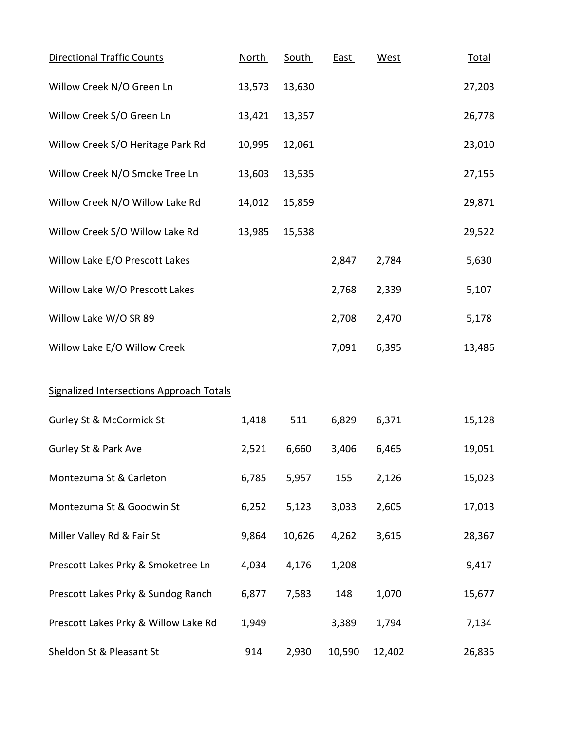| Directional Traffic Counts | North | South | East | West | Total |
|---|---|---|---|---|---|
| Willow Creek N/O Green Ln | 13,573 | 13,630 | | | 27,203 |
| Willow Creek S/O Green Ln | 13,421 | 13,357 | | | 26,778 |
| Willow Creek S/O Heritage Park Rd | 10,995 | 12,061 | | | 23,010 |
| Willow Creek N/O Smoke Tree Ln | 13,603 | 13,535 | | | 27,155 |
| Willow Creek N/O Willow Lake Rd | 14,012 | 15,859 | | | 29,871 |
| Willow Creek S/O Willow Lake Rd | 13,985 | 15,538 | | | 29,522 |
| Willow Lake E/O Prescott Lakes | | | 2,847 | 2,784 | 5,630 |
| Willow Lake W/O Prescott Lakes | | | 2,768 | 2,339 | 5,107 |
| Willow Lake W/O SR 89 | | | 2,708 | 2,470 | 5,178 |
| Willow Lake E/O Willow Creek | | | 7,091 | 6,395 | 13,486 |

| Signalized Intersections Approach Totals | North | South | East | West | Total |
|---|---|---|---|---|---|
| Gurley St & McCormick St | 1,418 | 511 | 6,829 | 6,371 | 15,128 |
| Gurley St & Park Ave | 2,521 | 6,660 | 3,406 | 6,465 | 19,051 |
| Montezuma St & Carleton | 6,785 | 5,957 | 155 | 2,126 | 15,023 |
| Montezuma St & Goodwin St | 6,252 | 5,123 | 3,033 | 2,605 | 17,013 |
| Miller Valley Rd & Fair St | 9,864 | 10,626 | 4,262 | 3,615 | 28,367 |
| Prescott Lakes Prky & Smoketree Ln | 4,034 | 4,176 | 1,208 | | 9,417 |
| Prescott Lakes Prky & Sundog Ranch | 6,877 | 7,583 | 148 | 1,070 | 15,677 |
| Prescott Lakes Prky & Willow Lake Rd | 1,949 | | 3,389 | 1,794 | 7,134 |
| Sheldon St & Pleasant St | 914 | 2,930 | 10,590 | 12,402 | 26,835 |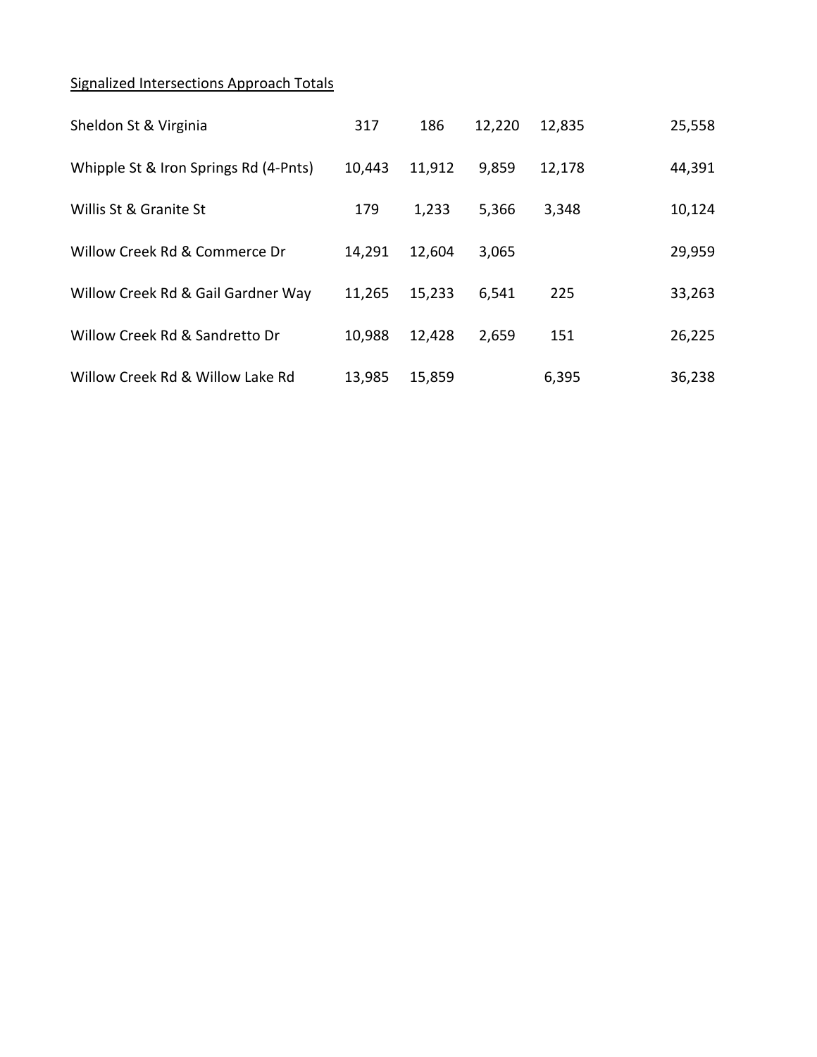Signalized Intersections Approach Totals

| | | | | | |
|---|---|---|---|---|---|
| Sheldon St & Virginia | 317 | 186 | 12,220 | 12,835 | 25,558 |
| Whipple St & Iron Springs Rd (4-Pnts) | 10,443 | 11,912 | 9,859 | 12,178 | 44,391 |
| Willis St & Granite St | 179 | 1,233 | 5,366 | 3,348 | 10,124 |
| Willow Creek Rd & Commerce Dr | 14,291 | 12,604 | 3,065 | | 29,959 |
| Willow Creek Rd & Gail Gardner Way | 11,265 | 15,233 | 6,541 | 225 | 33,263 |
| Willow Creek Rd & Sandretto Dr | 10,988 | 12,428 | 2,659 | 151 | 26,225 |
| Willow Creek Rd & Willow Lake Rd | 13,985 | 15,859 | | 6,395 | 36,238 |